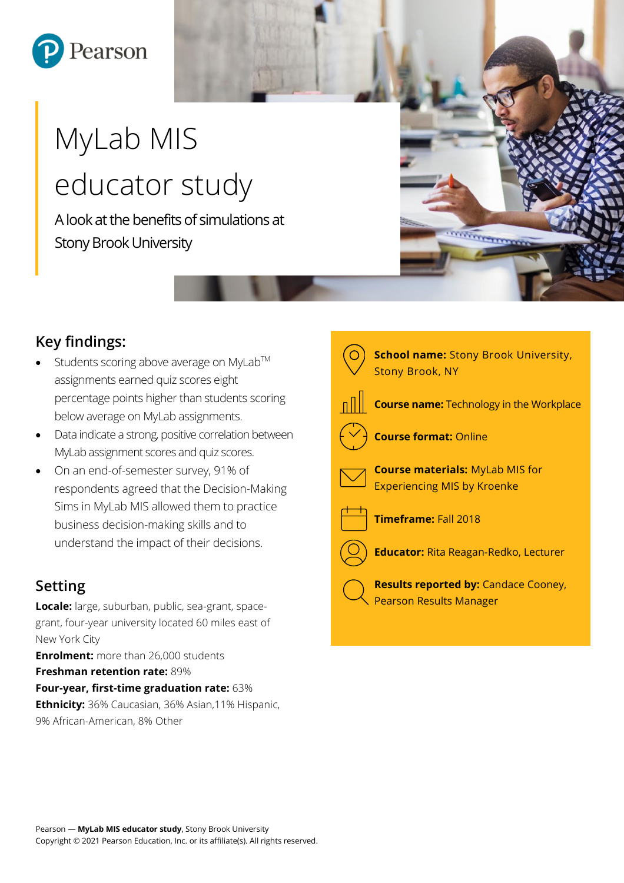Pearson

# MyLab MIS educator study

A look at the benefits of simulations at Stony Brook University

## Key findings:

- Students scoring above average on MyLab™ assignments earned quiz scores eight percentage points higher than students scoring below average on MyLab assignments.
- Data indicate a strong, positive correlation between MyLab assignment scores and quiz scores.
- On an end-of-semester survey, 91% of respondents agreed that the Decision-Making Sims in MyLab MIS allowed them to practice business decision-making skills and to understand the impact of their decisions.

## Setting

**Locale:** large, suburban, public, sea-grant, space-grant, four-year university located 60 miles east of New York City

**Enrolment:** more than 26,000 students

**Freshman retention rate:** 89%

**Four-year, first-time graduation rate:** 63%

**Ethnicity:** 36% Caucasian, 36% Asian,11% Hispanic, 9% African-American, 8% Other

**School name:** Stony Brook University, Stony Brook, NY

**Course name:** Technology in the Workplace

**Course format:** Online

**Course materials:** MyLab MIS for Experiencing MIS by Kroenke

**Timeframe:** Fall 2018

**Educator:** Rita Reagan-Redko, Lecturer

**Results reported by:** Candace Cooney, Pearson Results Manager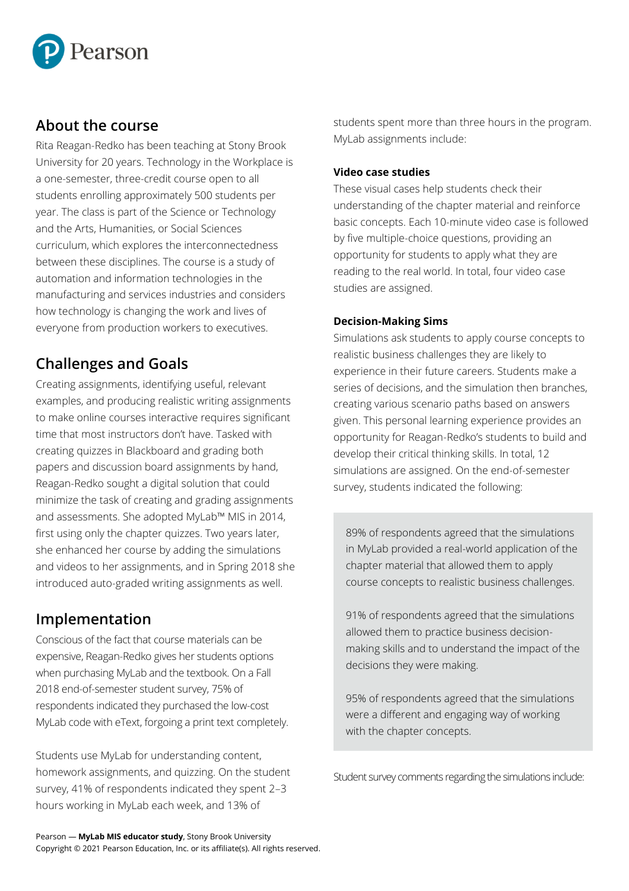## About the course

Rita Reagan-Redko has been teaching at Stony Brook University for 20 years. Technology in the Workplace is a one-semester, three-credit course open to all students enrolling approximately 500 students per year. The class is part of the Science or Technology and the Arts, Humanities, or Social Sciences curriculum, which explores the interconnectedness between these disciplines. The course is a study of automation and information technologies in the manufacturing and services industries and considers how technology is changing the work and lives of everyone from production workers to executives.

## Challenges and Goals

Creating assignments, identifying useful, relevant examples, and producing realistic writing assignments to make online courses interactive requires significant time that most instructors don't have. Tasked with creating quizzes in Blackboard and grading both papers and discussion board assignments by hand, Reagan-Redko sought a digital solution that could minimize the task of creating and grading assignments and assessments. She adopted MyLab™ MIS in 2014, first using only the chapter quizzes. Two years later, she enhanced her course by adding the simulations and videos to her assignments, and in Spring 2018 she introduced auto-graded writing assignments as well.

## Implementation

Conscious of the fact that course materials can be expensive, Reagan-Redko gives her students options when purchasing MyLab and the textbook. On a Fall 2018 end-of-semester student survey, 75% of respondents indicated they purchased the low-cost MyLab code with eText, forgoing a print text completely.

Students use MyLab for understanding content, homework assignments, and quizzing. On the student survey, 41% of respondents indicated they spent 2–3 hours working in MyLab each week, and 13% of students spent more than three hours in the program. MyLab assignments include:

**Video case studies**

These visual cases help students check their understanding of the chapter material and reinforce basic concepts. Each 10-minute video case is followed by five multiple-choice questions, providing an opportunity for students to apply what they are reading to the real world. In total, four video case studies are assigned.

**Decision-Making Sims**

Simulations ask students to apply course concepts to realistic business challenges they are likely to experience in their future careers. Students make a series of decisions, and the simulation then branches, creating various scenario paths based on answers given. This personal learning experience provides an opportunity for Reagan-Redko's students to build and develop their critical thinking skills. In total, 12 simulations are assigned. On the end-of-semester survey, students indicated the following:

> 89% of respondents agreed that the simulations in MyLab provided a real-world application of the chapter material that allowed them to apply course concepts to realistic business challenges.
>
> 91% of respondents agreed that the simulations allowed them to practice business decision-making skills and to understand the impact of the decisions they were making.
>
> 95% of respondents agreed that the simulations were a different and engaging way of working with the chapter concepts.

Student survey comments regarding the simulations include: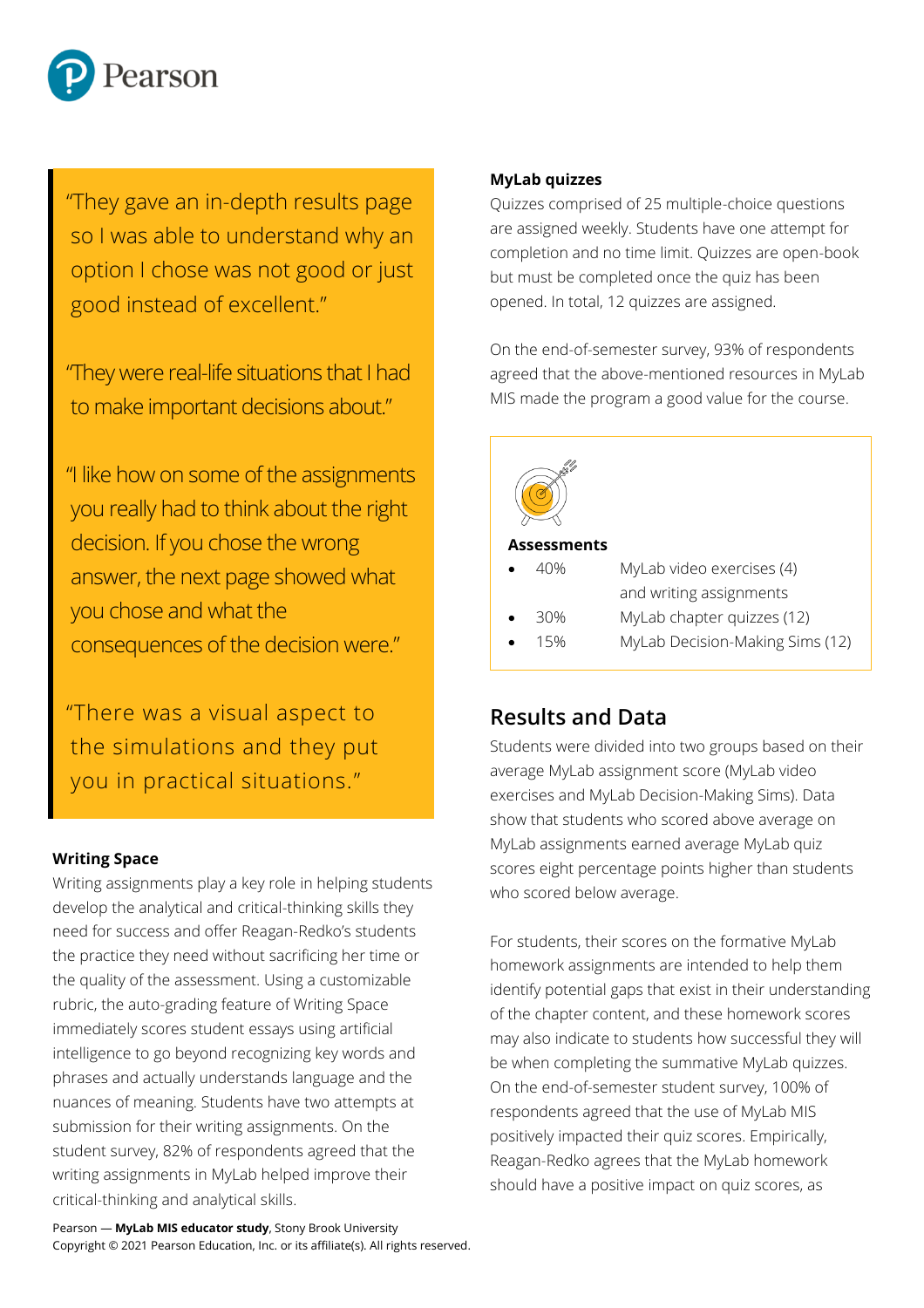> "They gave an in-depth results page so I was able to understand why an option I chose was not good or just good instead of excellent."
>
> "They were real-life situations that I had to make important decisions about."
>
> "I like how on some of the assignments you really had to think about the right decision. If you chose the wrong answer, the next page showed what you chose and what the consequences of the decision were."
>
> "There was a visual aspect to the simulations and they put you in practical situations."

**Writing Space**

Writing assignments play a key role in helping students develop the analytical and critical-thinking skills they need for success and offer Reagan-Redko's students the practice they need without sacrificing her time or the quality of the assessment. Using a customizable rubric, the auto-grading feature of Writing Space immediately scores student essays using artificial intelligence to go beyond recognizing key words and phrases and actually understands language and the nuances of meaning. Students have two attempts at submission for their writing assignments. On the student survey, 82% of respondents agreed that the writing assignments in MyLab helped improve their critical-thinking and analytical skills.

**MyLab quizzes**

Quizzes comprised of 25 multiple-choice questions are assigned weekly. Students have one attempt for completion and no time limit. Quizzes are open-book but must be completed once the quiz has been opened. In total, 12 quizzes are assigned.

On the end-of-semester survey, 93% of respondents agreed that the above-mentioned resources in MyLab MIS made the program a good value for the course.

**Assessments**

- 40% MyLab video exercises (4) and writing assignments
- 30% MyLab chapter quizzes (12)
- 15% MyLab Decision-Making Sims (12)

## Results and Data

Students were divided into two groups based on their average MyLab assignment score (MyLab video exercises and MyLab Decision-Making Sims). Data show that students who scored above average on MyLab assignments earned average MyLab quiz scores eight percentage points higher than students who scored below average.

For students, their scores on the formative MyLab homework assignments are intended to help them identify potential gaps that exist in their understanding of the chapter content, and these homework scores may also indicate to students how successful they will be when completing the summative MyLab quizzes. On the end-of-semester student survey, 100% of respondents agreed that the use of MyLab MIS positively impacted their quiz scores. Empirically, Reagan-Redko agrees that the MyLab homework should have a positive impact on quiz scores, as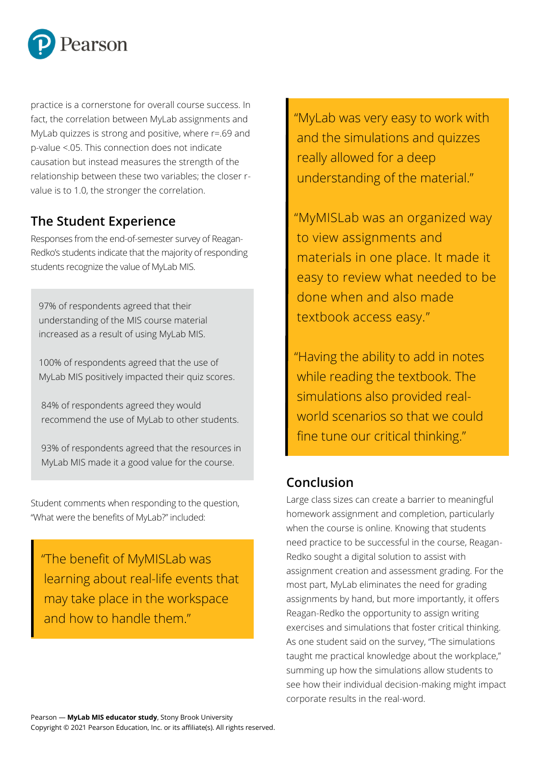practice is a cornerstone for overall course success. In fact, the correlation between MyLab assignments and MyLab quizzes is strong and positive, where r=.69 and p-value <.05. This connection does not indicate causation but instead measures the strength of the relationship between these two variables; the closer r-value is to 1.0, the stronger the correlation.

## The Student Experience

Responses from the end-of-semester survey of Reagan-Redko's students indicate that the majority of responding students recognize the value of MyLab MIS.

> 97% of respondents agreed that their understanding of the MIS course material increased as a result of using MyLab MIS.
>
> 100% of respondents agreed that the use of MyLab MIS positively impacted their quiz scores.
>
> 84% of respondents agreed they would recommend the use of MyLab to other students.
>
> 93% of respondents agreed that the resources in MyLab MIS made it a good value for the course.

Student comments when responding to the question, "What were the benefits of MyLab?" included:

> "The benefit of MyMISLab was learning about real-life events that may take place in the workspace and how to handle them."

> "MyLab was very easy to work with and the simulations and quizzes really allowed for a deep understanding of the material."
>
> "MyMISLab was an organized way to view assignments and materials in one place. It made it easy to review what needed to be done when and also made textbook access easy."
>
> "Having the ability to add in notes while reading the textbook. The simulations also provided real-world scenarios so that we could fine tune our critical thinking."

## Conclusion

Large class sizes can create a barrier to meaningful homework assignment and completion, particularly when the course is online. Knowing that students need practice to be successful in the course, Reagan-Redko sought a digital solution to assist with assignment creation and assessment grading. For the most part, MyLab eliminates the need for grading assignments by hand, but more importantly, it offers Reagan-Redko the opportunity to assign writing exercises and simulations that foster critical thinking. As one student said on the survey, "The simulations taught me practical knowledge about the workplace," summing up how the simulations allow students to see how their individual decision-making might impact corporate results in the real-word.